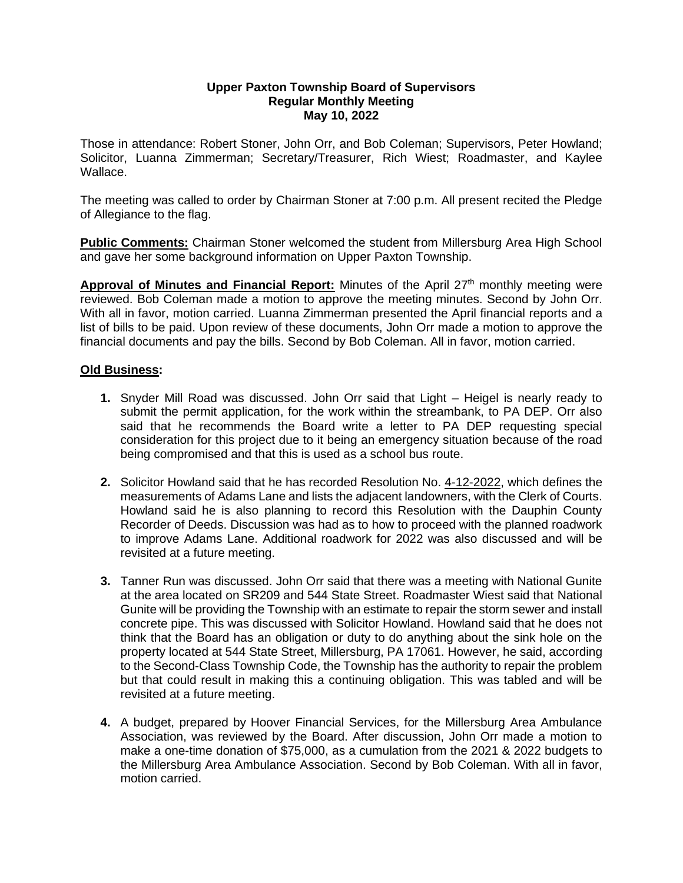**Upper Paxton Township Board of Supervisors**
**Regular Monthly Meeting**
**May 10, 2022**

Those in attendance: Robert Stoner, John Orr, and Bob Coleman; Supervisors, Peter Howland; Solicitor, Luanna Zimmerman; Secretary/Treasurer, Rich Wiest; Roadmaster, and Kaylee Wallace.

The meeting was called to order by Chairman Stoner at 7:00 p.m. All present recited the Pledge of Allegiance to the flag.

**Public Comments:** Chairman Stoner welcomed the student from Millersburg Area High School and gave her some background information on Upper Paxton Township.

**Approval of Minutes and Financial Report:** Minutes of the April 27th monthly meeting were reviewed. Bob Coleman made a motion to approve the meeting minutes. Second by John Orr. With all in favor, motion carried. Luanna Zimmerman presented the April financial reports and a list of bills to be paid. Upon review of these documents, John Orr made a motion to approve the financial documents and pay the bills. Second by Bob Coleman. All in favor, motion carried.

**Old Business:**

1. Snyder Mill Road was discussed. John Orr said that Light – Heigel is nearly ready to submit the permit application, for the work within the streambank, to PA DEP. Orr also said that he recommends the Board write a letter to PA DEP requesting special consideration for this project due to it being an emergency situation because of the road being compromised and that this is used as a school bus route.

2. Solicitor Howland said that he has recorded Resolution No. 4-12-2022, which defines the measurements of Adams Lane and lists the adjacent landowners, with the Clerk of Courts. Howland said he is also planning to record this Resolution with the Dauphin County Recorder of Deeds. Discussion was had as to how to proceed with the planned roadwork to improve Adams Lane. Additional roadwork for 2022 was also discussed and will be revisited at a future meeting.

3. Tanner Run was discussed. John Orr said that there was a meeting with National Gunite at the area located on SR209 and 544 State Street. Roadmaster Wiest said that National Gunite will be providing the Township with an estimate to repair the storm sewer and install concrete pipe. This was discussed with Solicitor Howland. Howland said that he does not think that the Board has an obligation or duty to do anything about the sink hole on the property located at 544 State Street, Millersburg, PA 17061. However, he said, according to the Second-Class Township Code, the Township has the authority to repair the problem but that could result in making this a continuing obligation. This was tabled and will be revisited at a future meeting.

4. A budget, prepared by Hoover Financial Services, for the Millersburg Area Ambulance Association, was reviewed by the Board. After discussion, John Orr made a motion to make a one-time donation of $75,000, as a cumulation from the 2021 & 2022 budgets to the Millersburg Area Ambulance Association. Second by Bob Coleman. With all in favor, motion carried.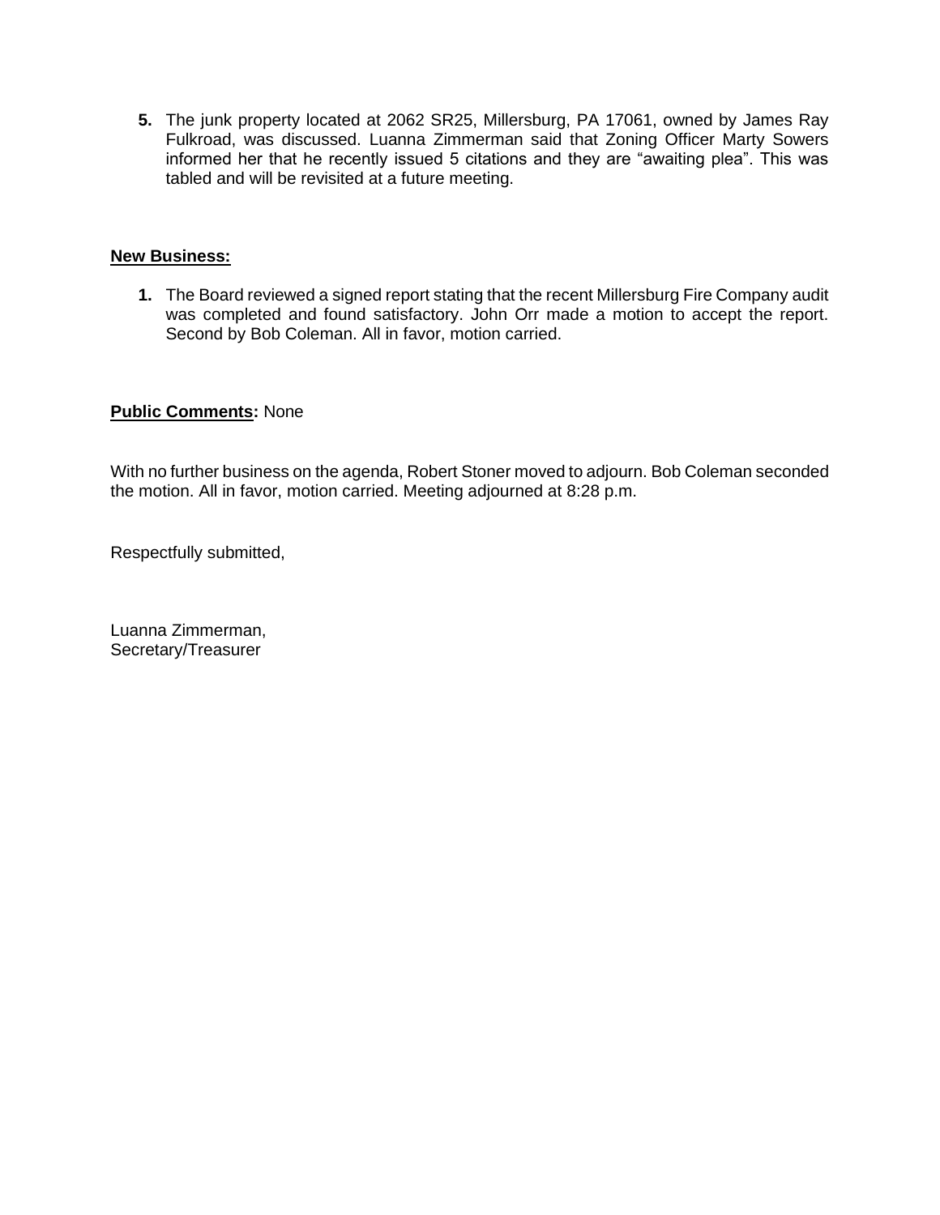5. The junk property located at 2062 SR25, Millersburg, PA 17061, owned by James Ray Fulkroad, was discussed. Luanna Zimmerman said that Zoning Officer Marty Sowers informed her that he recently issued 5 citations and they are "awaiting plea". This was tabled and will be revisited at a future meeting.

**New Business:**

1. The Board reviewed a signed report stating that the recent Millersburg Fire Company audit was completed and found satisfactory. John Orr made a motion to accept the report. Second by Bob Coleman. All in favor, motion carried.

**Public Comments:** None

With no further business on the agenda, Robert Stoner moved to adjourn. Bob Coleman seconded the motion. All in favor, motion carried. Meeting adjourned at 8:28 p.m.

Respectfully submitted,

Luanna Zimmerman,
Secretary/Treasurer